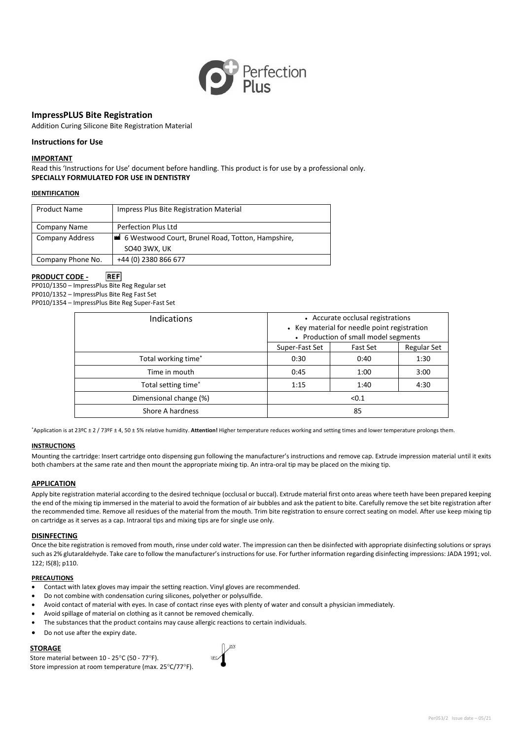# ImpressPLUS Bite Registration

Addition Curing Silicone Bite Registration Material

## Instructions for Use

### IMPORTANT

Read this 'Instructions for Use' document before handling. This product is for use by a professional only.
**SPECIALLY FORMULATED FOR USE IN DENTISTRY**

#### IDENTIFICATION

| Product Name | Impress Plus Bite Registration Material |
|---|---|
| Company Name | Perfection Plus Ltd |
| Company Address | 6 Westwood Court, Brunel Road, Totton, Hampshire, SO40 3WX, UK |
| Company Phone No. | +44 (0) 2380 866 677 |

**PRODUCT CODE -** REF

PP010/1350 – ImpressPlus Bite Reg Regular set
PP010/1352 – ImpressPlus Bite Reg Fast Set
PP010/1354 – ImpressPlus Bite Reg Super-Fast Set

| Indications | • Accurate occlusal registrations<br>• Key material for needle point registration<br>• Production of small model segments | | |
|---|---|---|---|
| | Super-Fast Set | Fast Set | Regular Set |
| Total working time* | 0:30 | 0:40 | 1:30 |
| Time in mouth | 0:45 | 1:00 | 3:00 |
| Total setting time* | 1:15 | 1:40 | 4:30 |
| Dimensional change (%) | <0.1 | | |
| Shore A hardness | 85 | | |

*Application is at 23ºC ± 2 / 73ºF ± 4, 50 ± 5% relative humidity. **Attention!** Higher temperature reduces working and setting times and lower temperature prolongs them.

#### INSTRUCTIONS

Mounting the cartridge: Insert cartridge onto dispensing gun following the manufacturer's instructions and remove cap. Extrude impression material until it exits both chambers at the same rate and then mount the appropriate mixing tip. An intra-oral tip may be placed on the mixing tip.

### APPLICATION

Apply bite registration material according to the desired technique (occlusal or buccal). Extrude material first onto areas where teeth have been prepared keeping the end of the mixing tip immersed in the material to avoid the formation of air bubbles and ask the patient to bite. Carefully remove the set bite registration after the recommended time. Remove all residues of the material from the mouth. Trim bite registration to ensure correct seating on model. After use keep mixing tip on cartridge as it serves as a cap. Intraoral tips and mixing tips are for single use only.

### DISINFECTING

Once the bite registration is removed from mouth, rinse under cold water. The impression can then be disinfected with appropriate disinfecting solutions or sprays such as 2% glutaraldehyde. Take care to follow the manufacturer's instructions for use. For further information regarding disinfecting impressions: JADA 1991; vol. 122; IS(8); p110.

#### PRECAUTIONS

- Contact with latex gloves may impair the setting reaction. Vinyl gloves are recommended.
- Do not combine with condensation curing silicones, polyether or polysulfide.
- Avoid contact of material with eyes. In case of contact rinse eyes with plenty of water and consult a physician immediately.
- Avoid spillage of material on clothing as it cannot be removed chemically.
- The substances that the product contains may cause allergic reactions to certain individuals.
- Do not use after the expiry date.

### STORAGE

Store material between 10 - 25°C (50 - 77°F).
Store impression at room temperature (max. 25°C/77°F).

Per053/2 Issue date – 05/21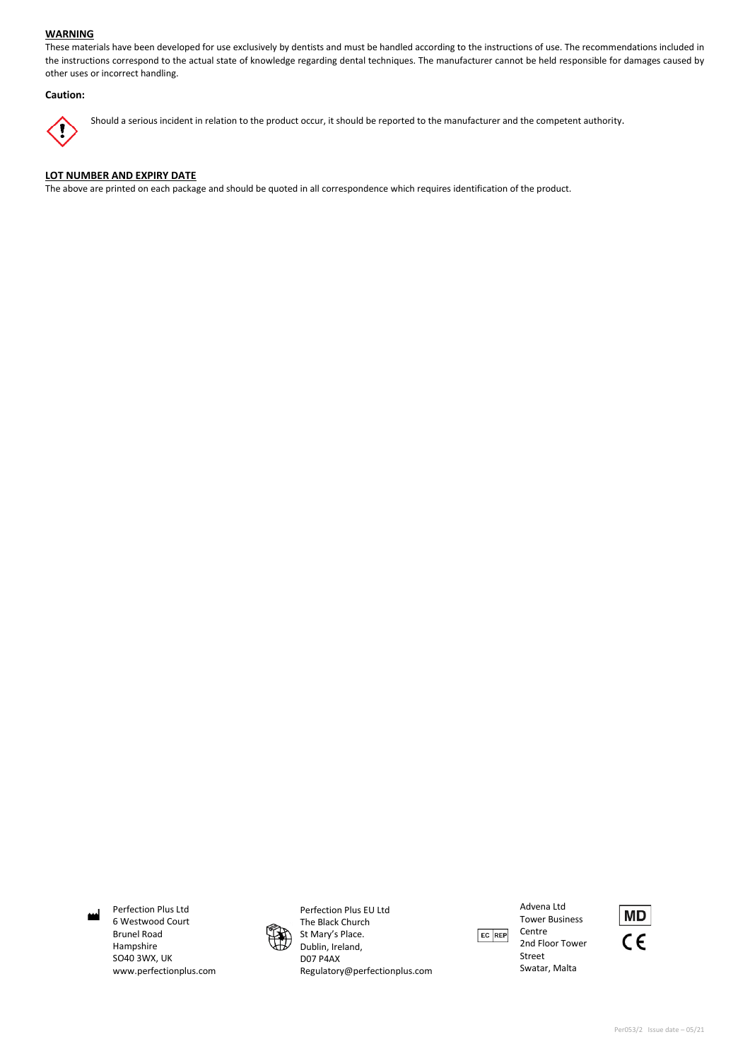**WARNING**

These materials have been developed for use exclusively by dentists and must be handled according to the instructions of use. The recommendations included in the instructions correspond to the actual state of knowledge regarding dental techniques. The manufacturer cannot be held responsible for damages caused by other uses or incorrect handling.

**Caution:**

Should a serious incident in relation to the product occur, it should be reported to the manufacturer and the competent authority.

**LOT NUMBER AND EXPIRY DATE**

The above are printed on each package and should be quoted in all correspondence which requires identification of the product.

Perfection Plus Ltd
6 Westwood Court
Brunel Road
Hampshire
SO40 3WX, UK
www.perfectionplus.com

Perfection Plus EU Ltd
The Black Church
St Mary's Place.
Dublin, Ireland,
D07 P4AX
Regulatory@perfectionplus.com

EC REP

Advena Ltd
Tower Business Centre
2nd Floor Tower Street
Swatar, Malta

MD

CE

Per053/2 Issue date – 05/21